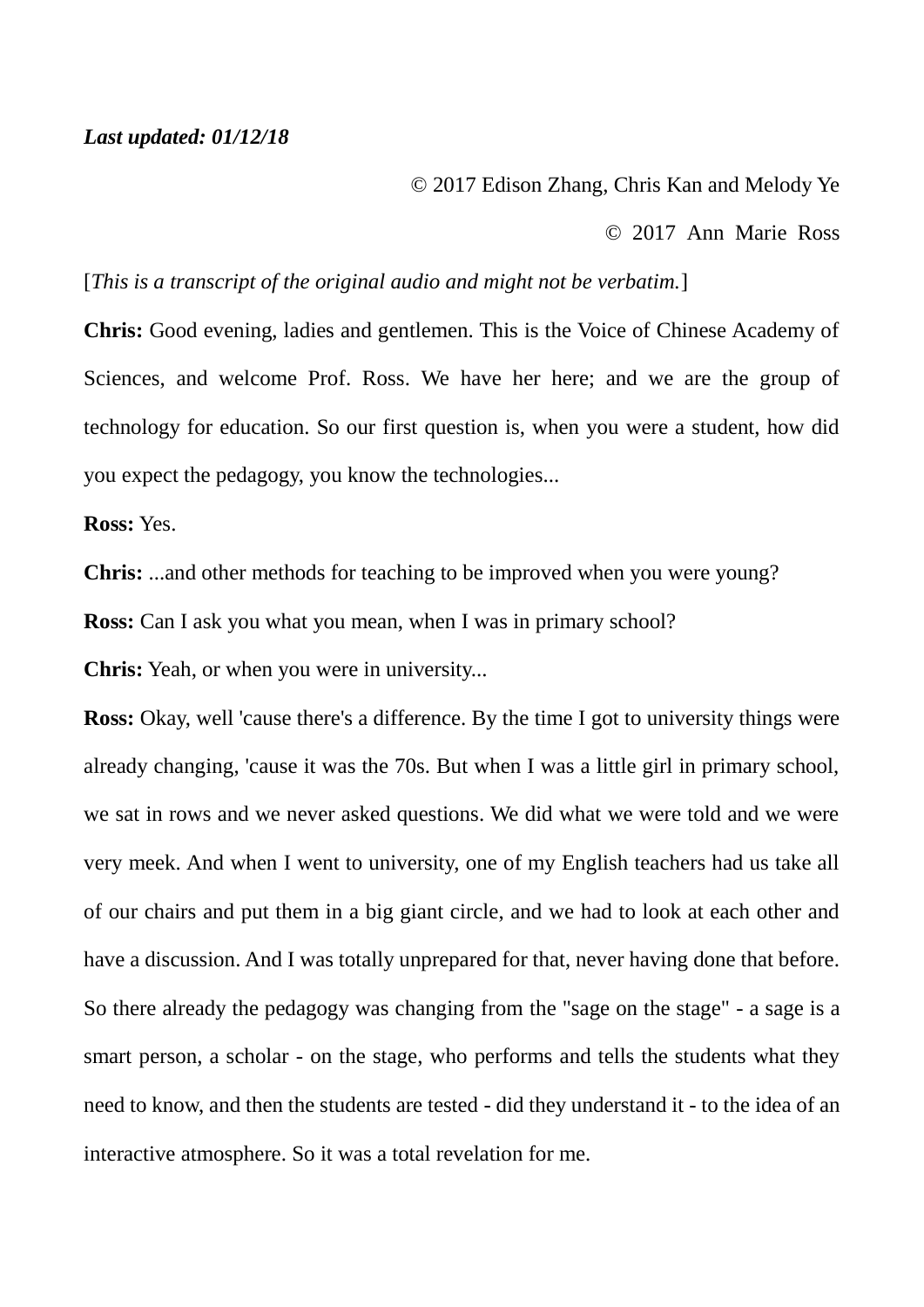***Last updated: 01/12/18***

© 2017 Edison Zhang, Chris Kan and Melody Ye

© 2017 Ann Marie Ross

[*This is a transcript of the original audio and might not be verbatim.*]

**Chris:** Good evening, ladies and gentlemen. This is the Voice of Chinese Academy of Sciences, and welcome Prof. Ross. We have her here; and we are the group of technology for education. So our first question is, when you were a student, how did you expect the pedagogy, you know the technologies...

**Ross:** Yes.

**Chris:** ...and other methods for teaching to be improved when you were young?

**Ross:** Can I ask you what you mean, when I was in primary school?

**Chris:** Yeah, or when you were in university...

**Ross:** Okay, well 'cause there's a difference. By the time I got to university things were already changing, 'cause it was the 70s. But when I was a little girl in primary school, we sat in rows and we never asked questions. We did what we were told and we were very meek. And when I went to university, one of my English teachers had us take all of our chairs and put them in a big giant circle, and we had to look at each other and have a discussion. And I was totally unprepared for that, never having done that before. So there already the pedagogy was changing from the "sage on the stage" - a sage is a smart person, a scholar - on the stage, who performs and tells the students what they need to know, and then the students are tested - did they understand it - to the idea of an interactive atmosphere. So it was a total revelation for me.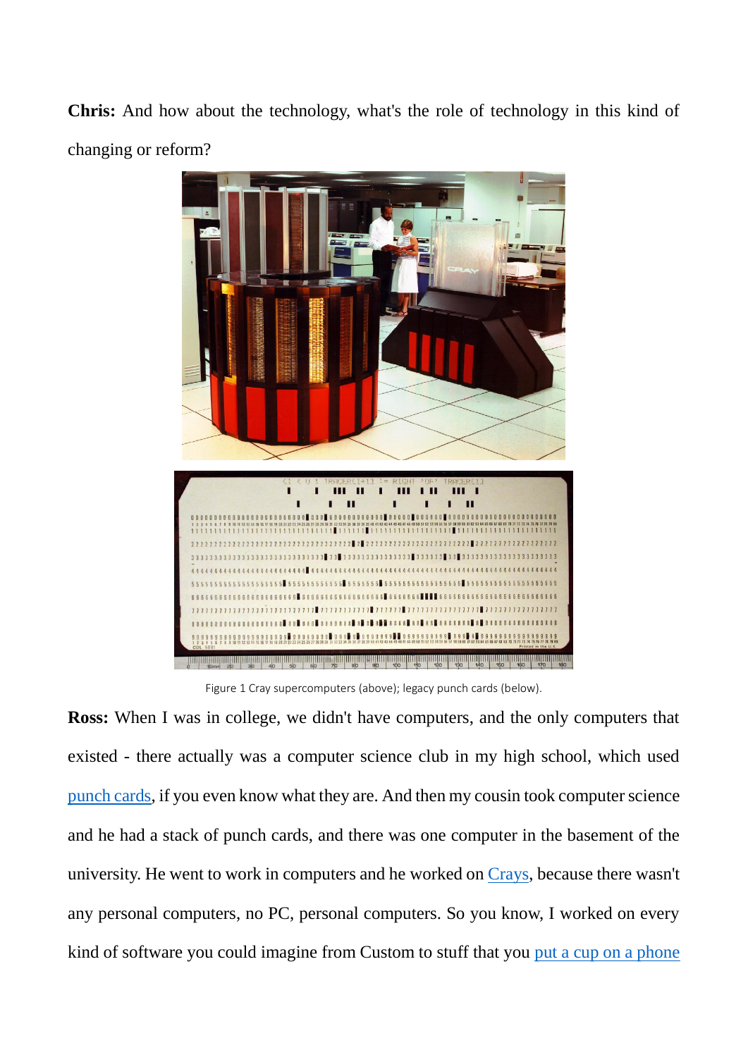**Chris:** And how about the technology, what's the role of technology in this kind of changing or reform?

Figure 1 Cray supercomputers (above); legacy punch cards (below).

**Ross:** When I was in college, we didn't have computers, and the only computers that existed - there actually was a computer science club in my high school, which used punch cards, if you even know what they are. And then my cousin took computer science and he had a stack of punch cards, and there was one computer in the basement of the university. He went to work in computers and he worked on Crays, because there wasn't any personal computers, no PC, personal computers. So you know, I worked on every kind of software you could imagine from Custom to stuff that you put a cup on a phone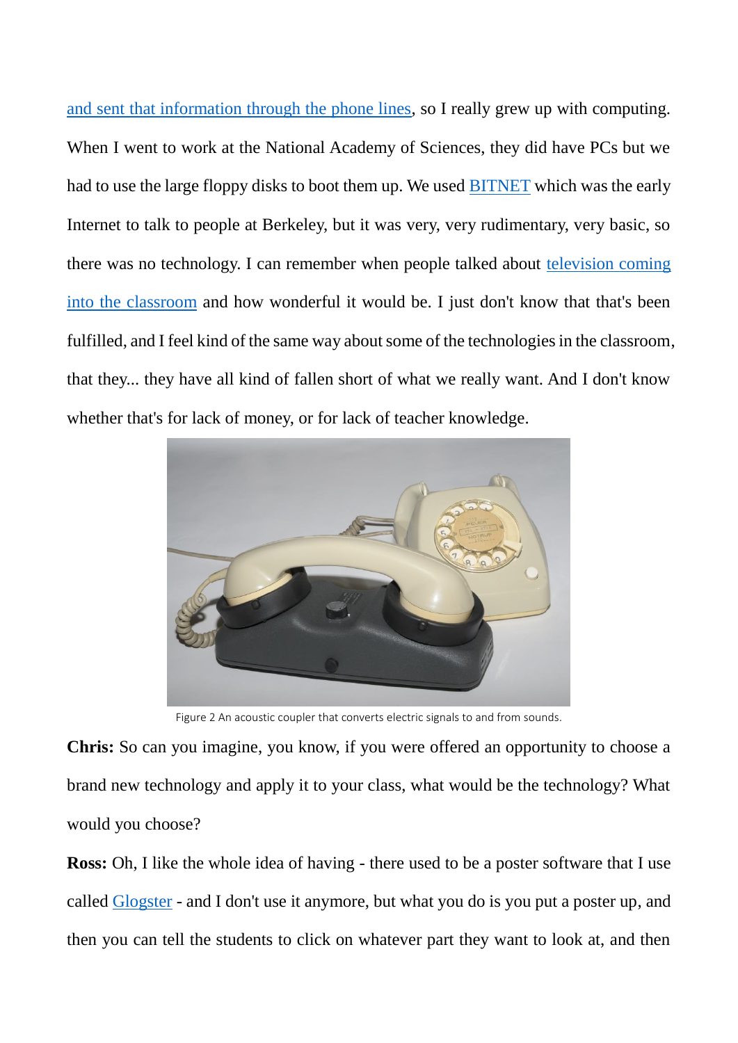and sent that information through the phone lines, so I really grew up with computing. When I went to work at the National Academy of Sciences, they did have PCs but we had to use the large floppy disks to boot them up. We used BITNET which was the early Internet to talk to people at Berkeley, but it was very, very rudimentary, very basic, so there was no technology. I can remember when people talked about television coming into the classroom and how wonderful it would be. I just don't know that that's been fulfilled, and I feel kind of the same way about some of the technologies in the classroom, that they... they have all kind of fallen short of what we really want. And I don't know whether that's for lack of money, or for lack of teacher knowledge.

Figure 2 An acoustic coupler that converts electric signals to and from sounds.

**Chris:** So can you imagine, you know, if you were offered an opportunity to choose a brand new technology and apply it to your class, what would be the technology? What would you choose?

**Ross:** Oh, I like the whole idea of having - there used to be a poster software that I use called Glogster - and I don't use it anymore, but what you do is you put a poster up, and then you can tell the students to click on whatever part they want to look at, and then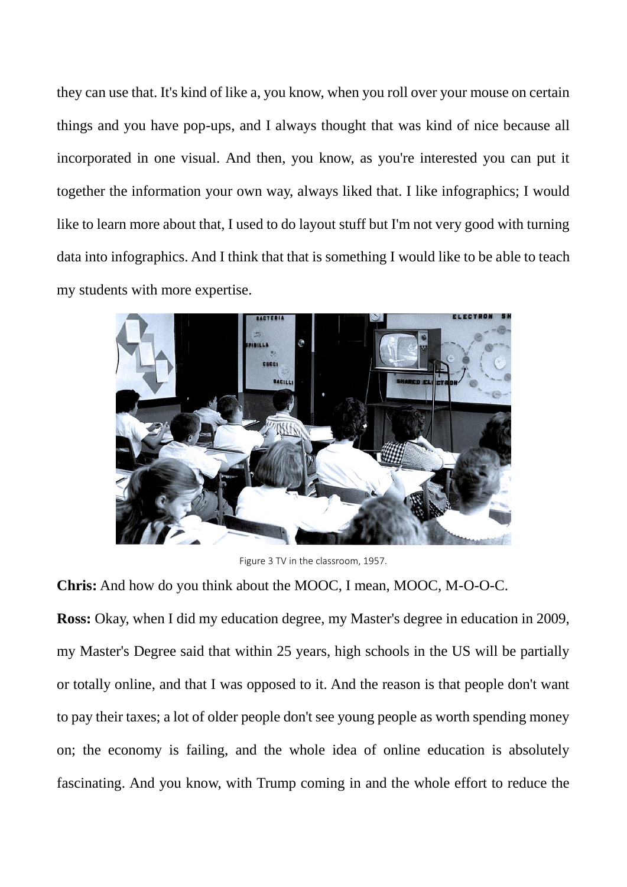they can use that. It's kind of like a, you know, when you roll over your mouse on certain things and you have pop-ups, and I always thought that was kind of nice because all incorporated in one visual. And then, you know, as you're interested you can put it together the information your own way, always liked that. I like infographics; I would like to learn more about that, I used to do layout stuff but I'm not very good with turning data into infographics. And I think that that is something I would like to be able to teach my students with more expertise.

Figure 3 TV in the classroom, 1957.

**Chris:** And how do you think about the MOOC, I mean, MOOC, M-O-O-C.

**Ross:** Okay, when I did my education degree, my Master's degree in education in 2009, my Master's Degree said that within 25 years, high schools in the US will be partially or totally online, and that I was opposed to it. And the reason is that people don't want to pay their taxes; a lot of older people don't see young people as worth spending money on; the economy is failing, and the whole idea of online education is absolutely fascinating. And you know, with Trump coming in and the whole effort to reduce the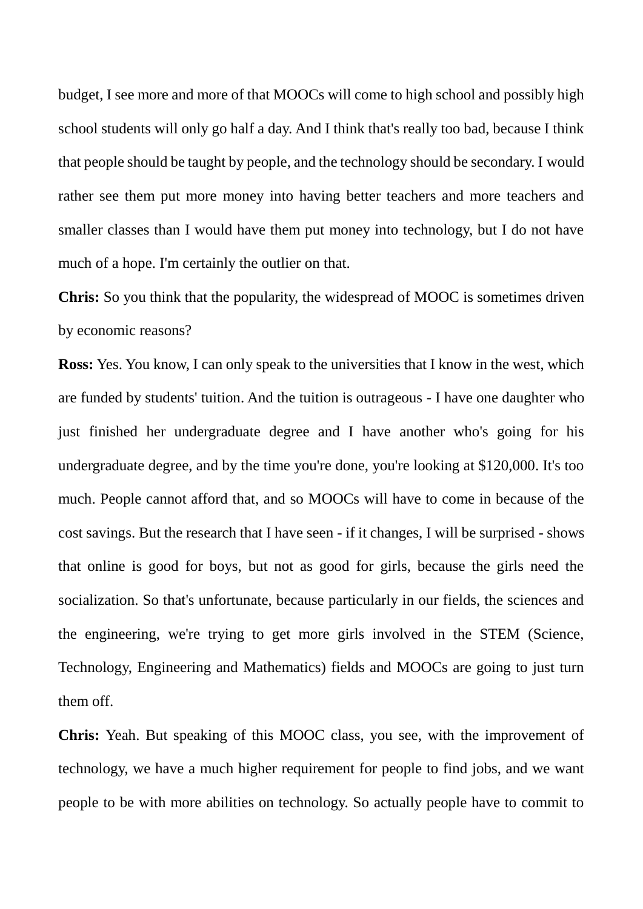budget, I see more and more of that MOOCs will come to high school and possibly high school students will only go half a day. And I think that's really too bad, because I think that people should be taught by people, and the technology should be secondary. I would rather see them put more money into having better teachers and more teachers and smaller classes than I would have them put money into technology, but I do not have much of a hope. I'm certainly the outlier on that.

**Chris:** So you think that the popularity, the widespread of MOOC is sometimes driven by economic reasons?

**Ross:** Yes. You know, I can only speak to the universities that I know in the west, which are funded by students' tuition. And the tuition is outrageous - I have one daughter who just finished her undergraduate degree and I have another who's going for his undergraduate degree, and by the time you're done, you're looking at $120,000. It's too much. People cannot afford that, and so MOOCs will have to come in because of the cost savings. But the research that I have seen - if it changes, I will be surprised - shows that online is good for boys, but not as good for girls, because the girls need the socialization. So that's unfortunate, because particularly in our fields, the sciences and the engineering, we're trying to get more girls involved in the STEM (Science, Technology, Engineering and Mathematics) fields and MOOCs are going to just turn them off.

**Chris:** Yeah. But speaking of this MOOC class, you see, with the improvement of technology, we have a much higher requirement for people to find jobs, and we want people to be with more abilities on technology. So actually people have to commit to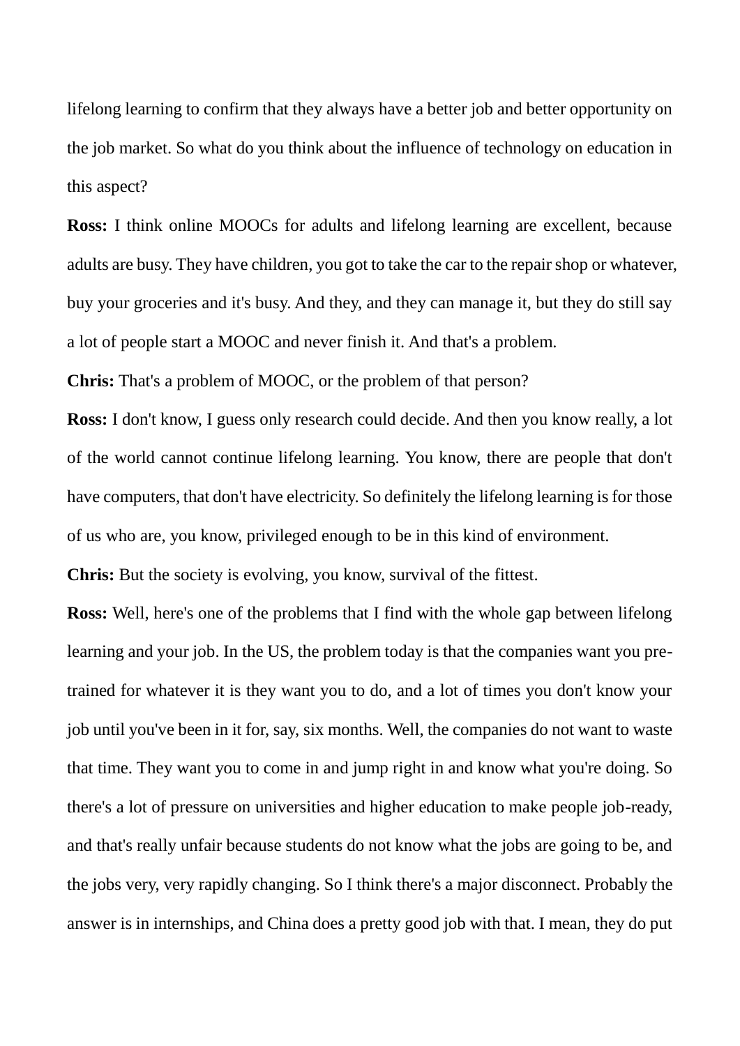lifelong learning to confirm that they always have a better job and better opportunity on the job market. So what do you think about the influence of technology on education in this aspect?

**Ross:** I think online MOOCs for adults and lifelong learning are excellent, because adults are busy. They have children, you got to take the car to the repair shop or whatever, buy your groceries and it's busy. And they, and they can manage it, but they do still say a lot of people start a MOOC and never finish it. And that's a problem.

**Chris:** That's a problem of MOOC, or the problem of that person?

**Ross:** I don't know, I guess only research could decide. And then you know really, a lot of the world cannot continue lifelong learning. You know, there are people that don't have computers, that don't have electricity. So definitely the lifelong learning is for those of us who are, you know, privileged enough to be in this kind of environment.

**Chris:** But the society is evolving, you know, survival of the fittest.

**Ross:** Well, here's one of the problems that I find with the whole gap between lifelong learning and your job. In the US, the problem today is that the companies want you pre-trained for whatever it is they want you to do, and a lot of times you don't know your job until you've been in it for, say, six months. Well, the companies do not want to waste that time. They want you to come in and jump right in and know what you're doing. So there's a lot of pressure on universities and higher education to make people job-ready, and that's really unfair because students do not know what the jobs are going to be, and the jobs very, very rapidly changing. So I think there's a major disconnect. Probably the answer is in internships, and China does a pretty good job with that. I mean, they do put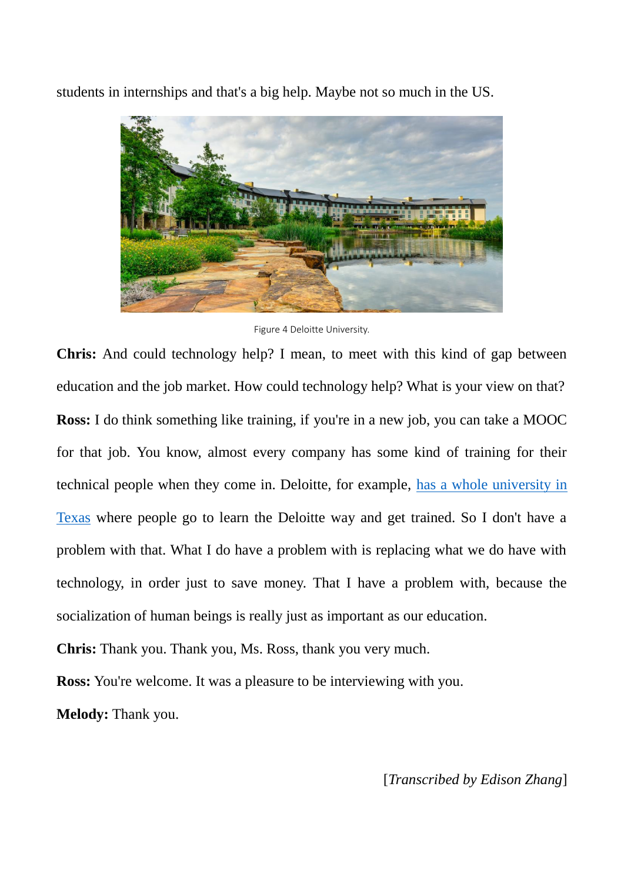students in internships and that's a big help. Maybe not so much in the US.

Figure 4 Deloitte University.

**Chris:** And could technology help? I mean, to meet with this kind of gap between education and the job market. How could technology help? What is your view on that?

**Ross:** I do think something like training, if you're in a new job, you can take a MOOC for that job. You know, almost every company has some kind of training for their technical people when they come in. Deloitte, for example, has a whole university in Texas where people go to learn the Deloitte way and get trained. So I don't have a problem with that. What I do have a problem with is replacing what we do have with technology, in order just to save money. That I have a problem with, because the socialization of human beings is really just as important as our education.

**Chris:** Thank you. Thank you, Ms. Ross, thank you very much.

**Ross:** You're welcome. It was a pleasure to be interviewing with you.

**Melody:** Thank you.

[*Transcribed by Edison Zhang*]